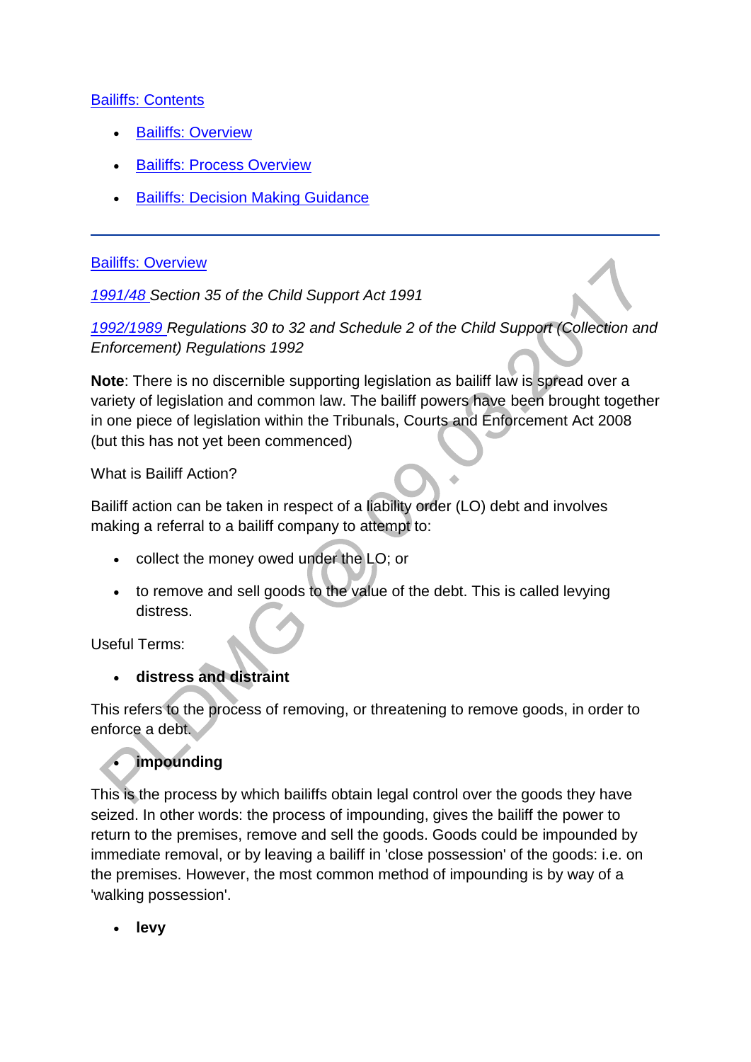Bailiffs: Contents

- Bailiffs: Overview
- Bailiffs: Process Overview
- Bailiffs: Decision Making Guidance

---

## Bailiffs: Overview

*1991/48 Section 35 of the Child Support Act 1991*

*1992/1989 Regulations 30 to 32 and Schedule 2 of the Child Support (Collection and Enforcement) Regulations 1992*

**Note**: There is no discernible supporting legislation as bailiff law is spread over a variety of legislation and common law. The bailiff powers have been brought together in one piece of legislation within the Tribunals, Courts and Enforcement Act 2008 (but this has not yet been commenced)

What is Bailiff Action?

Bailiff action can be taken in respect of a liability order (LO) debt and involves making a referral to a bailiff company to attempt to:

- collect the money owed under the LO; or
- to remove and sell goods to the value of the debt. This is called levying distress.

Useful Terms:

- **distress and distraint**

This refers to the process of removing, or threatening to remove goods, in order to enforce a debt.

- **impounding**

This is the process by which bailiffs obtain legal control over the goods they have seized. In other words: the process of impounding, gives the bailiff the power to return to the premises, remove and sell the goods. Goods could be impounded by immediate removal, or by leaving a bailiff in 'close possession' of the goods: i.e. on the premises. However, the most common method of impounding is by way of a 'walking possession'.

- **levy**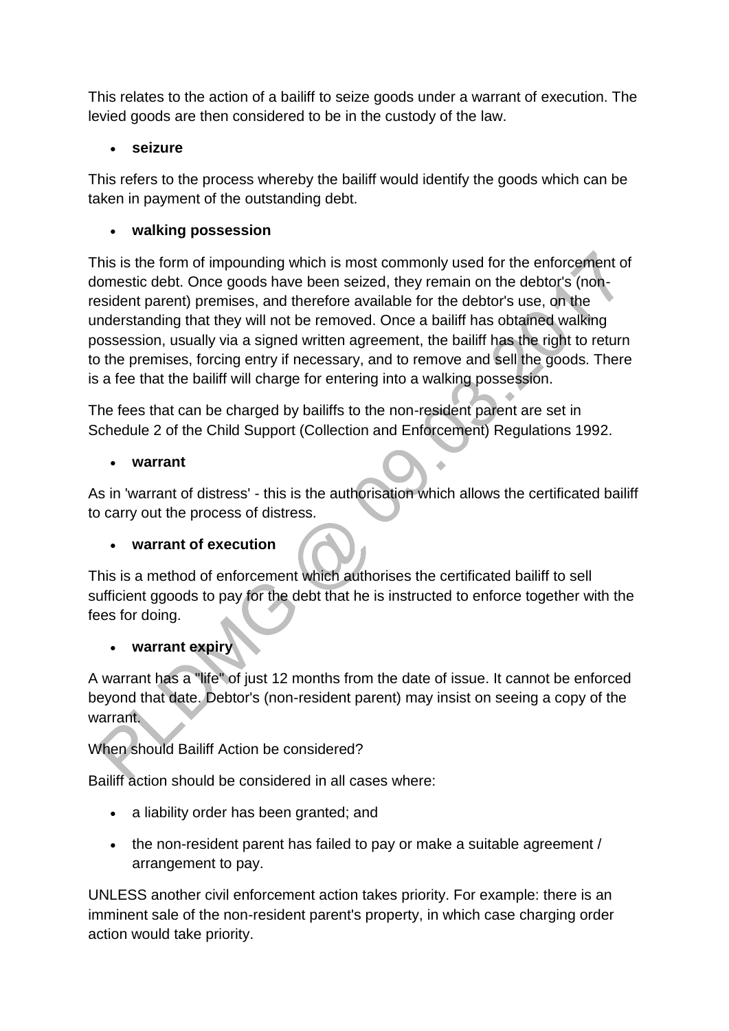This relates to the action of a bailiff to seize goods under a warrant of execution. The levied goods are then considered to be in the custody of the law.

- **seizure**

This refers to the process whereby the bailiff would identify the goods which can be taken in payment of the outstanding debt.

- **walking possession**

This is the form of impounding which is most commonly used for the enforcement of domestic debt. Once goods have been seized, they remain on the debtor's (non-resident parent) premises, and therefore available for the debtor's use, on the understanding that they will not be removed. Once a bailiff has obtained walking possession, usually via a signed written agreement, the bailiff has the right to return to the premises, forcing entry if necessary, and to remove and sell the goods. There is a fee that the bailiff will charge for entering into a walking possession.

The fees that can be charged by bailiffs to the non-resident parent are set in Schedule 2 of the Child Support (Collection and Enforcement) Regulations 1992.

- **warrant**

As in 'warrant of distress' - this is the authorisation which allows the certificated bailiff to carry out the process of distress.

- **warrant of execution**

This is a method of enforcement which authorises the certificated bailiff to sell sufficient ggoods to pay for the debt that he is instructed to enforce together with the fees for doing.

- **warrant expiry**

A warrant has a "life" of just 12 months from the date of issue. It cannot be enforced beyond that date. Debtor's (non-resident parent) may insist on seeing a copy of the warrant.

When should Bailiff Action be considered?

Bailiff action should be considered in all cases where:

- a liability order has been granted; and
- the non-resident parent has failed to pay or make a suitable agreement / arrangement to pay.

UNLESS another civil enforcement action takes priority. For example: there is an imminent sale of the non-resident parent's property, in which case charging order action would take priority.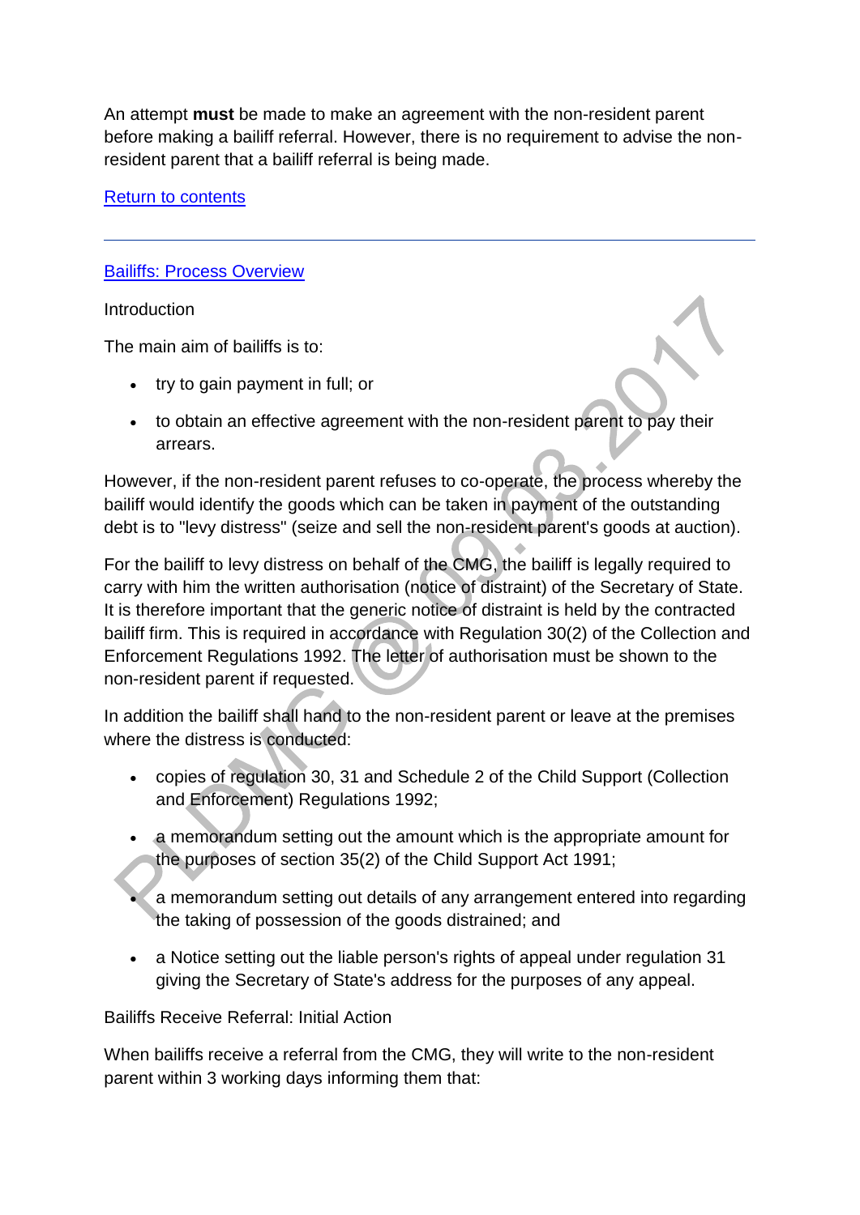An attempt **must** be made to make an agreement with the non-resident parent before making a bailiff referral. However, there is no requirement to advise the non-resident parent that a bailiff referral is being made.

[Return to contents]

---

## [Bailiffs: Process Overview]

Introduction

The main aim of bailiffs is to:

- try to gain payment in full; or
- to obtain an effective agreement with the non-resident parent to pay their arrears.

However, if the non-resident parent refuses to co-operate, the process whereby the bailiff would identify the goods which can be taken in payment of the outstanding debt is to "levy distress" (seize and sell the non-resident parent's goods at auction).

For the bailiff to levy distress on behalf of the CMG, the bailiff is legally required to carry with him the written authorisation (notice of distraint) of the Secretary of State. It is therefore important that the generic notice of distraint is held by the contracted bailiff firm. This is required in accordance with Regulation 30(2) of the Collection and Enforcement Regulations 1992. The letter of authorisation must be shown to the non-resident parent if requested.

In addition the bailiff shall hand to the non-resident parent or leave at the premises where the distress is conducted:

- copies of regulation 30, 31 and Schedule 2 of the Child Support (Collection and Enforcement) Regulations 1992;
- a memorandum setting out the amount which is the appropriate amount for the purposes of section 35(2) of the Child Support Act 1991;
- a memorandum setting out details of any arrangement entered into regarding the taking of possession of the goods distrained; and
- a Notice setting out the liable person's rights of appeal under regulation 31 giving the Secretary of State's address for the purposes of any appeal.

Bailiffs Receive Referral: Initial Action

When bailiffs receive a referral from the CMG, they will write to the non-resident parent within 3 working days informing them that: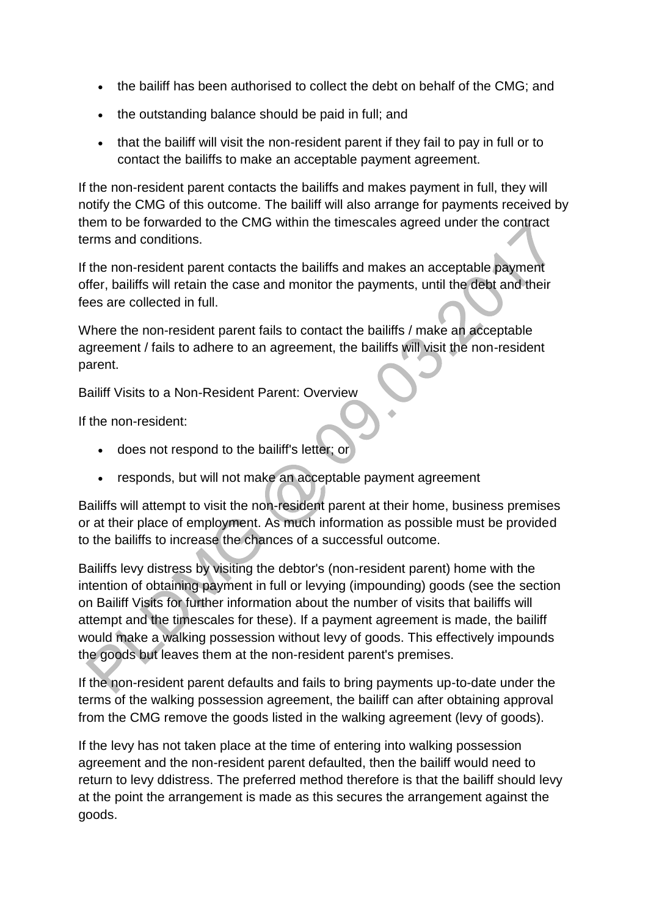- the bailiff has been authorised to collect the debt on behalf of the CMG; and
- the outstanding balance should be paid in full; and
- that the bailiff will visit the non-resident parent if they fail to pay in full or to contact the bailiffs to make an acceptable payment agreement.

If the non-resident parent contacts the bailiffs and makes payment in full, they will notify the CMG of this outcome. The bailiff will also arrange for payments received by them to be forwarded to the CMG within the timescales agreed under the contract terms and conditions.

If the non-resident parent contacts the bailiffs and makes an acceptable payment offer, bailiffs will retain the case and monitor the payments, until the debt and their fees are collected in full.

Where the non-resident parent fails to contact the bailiffs / make an acceptable agreement / fails to adhere to an agreement, the bailiffs will visit the non-resident parent.

Bailiff Visits to a Non-Resident Parent: Overview

If the non-resident:

- does not respond to the bailiff's letter; or
- responds, but will not make an acceptable payment agreement

Bailiffs will attempt to visit the non-resident parent at their home, business premises or at their place of employment. As much information as possible must be provided to the bailiffs to increase the chances of a successful outcome.

Bailiffs levy distress by visiting the debtor's (non-resident parent) home with the intention of obtaining payment in full or levying (impounding) goods (see the section on Bailiff Visits for further information about the number of visits that bailiffs will attempt and the timescales for these). If a payment agreement is made, the bailiff would make a walking possession without levy of goods. This effectively impounds the goods but leaves them at the non-resident parent's premises.

If the non-resident parent defaults and fails to bring payments up-to-date under the terms of the walking possession agreement, the bailiff can after obtaining approval from the CMG remove the goods listed in the walking agreement (levy of goods).

If the levy has not taken place at the time of entering into walking possession agreement and the non-resident parent defaulted, then the bailiff would need to return to levy ddistress. The preferred method therefore is that the bailiff should levy at the point the arrangement is made as this secures the arrangement against the goods.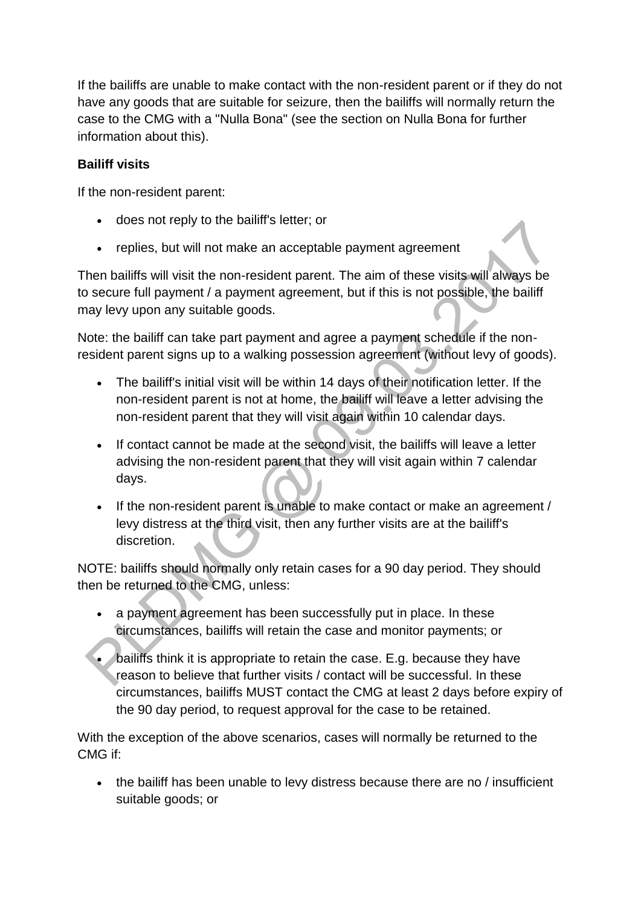If the bailiffs are unable to make contact with the non-resident parent or if they do not have any goods that are suitable for seizure, then the bailiffs will normally return the case to the CMG with a "Nulla Bona" (see the section on Nulla Bona for further information about this).

**Bailiff visits**

If the non-resident parent:

- does not reply to the bailiff's letter; or
- replies, but will not make an acceptable payment agreement

Then bailiffs will visit the non-resident parent. The aim of these visits will always be to secure full payment / a payment agreement, but if this is not possible, the bailiff may levy upon any suitable goods.

Note: the bailiff can take part payment and agree a payment schedule if the non-resident parent signs up to a walking possession agreement (without levy of goods).

- The bailiff's initial visit will be within 14 days of their notification letter. If the non-resident parent is not at home, the bailiff will leave a letter advising the non-resident parent that they will visit again within 10 calendar days.
- If contact cannot be made at the second visit, the bailiffs will leave a letter advising the non-resident parent that they will visit again within 7 calendar days.
- If the non-resident parent is unable to make contact or make an agreement / levy distress at the third visit, then any further visits are at the bailiff's discretion.

NOTE: bailiffs should normally only retain cases for a 90 day period. They should then be returned to the CMG, unless:

- a payment agreement has been successfully put in place. In these circumstances, bailiffs will retain the case and monitor payments; or
- bailiffs think it is appropriate to retain the case. E.g. because they have reason to believe that further visits / contact will be successful. In these circumstances, bailiffs MUST contact the CMG at least 2 days before expiry of the 90 day period, to request approval for the case to be retained.

With the exception of the above scenarios, cases will normally be returned to the CMG if:

- the bailiff has been unable to levy distress because there are no / insufficient suitable goods; or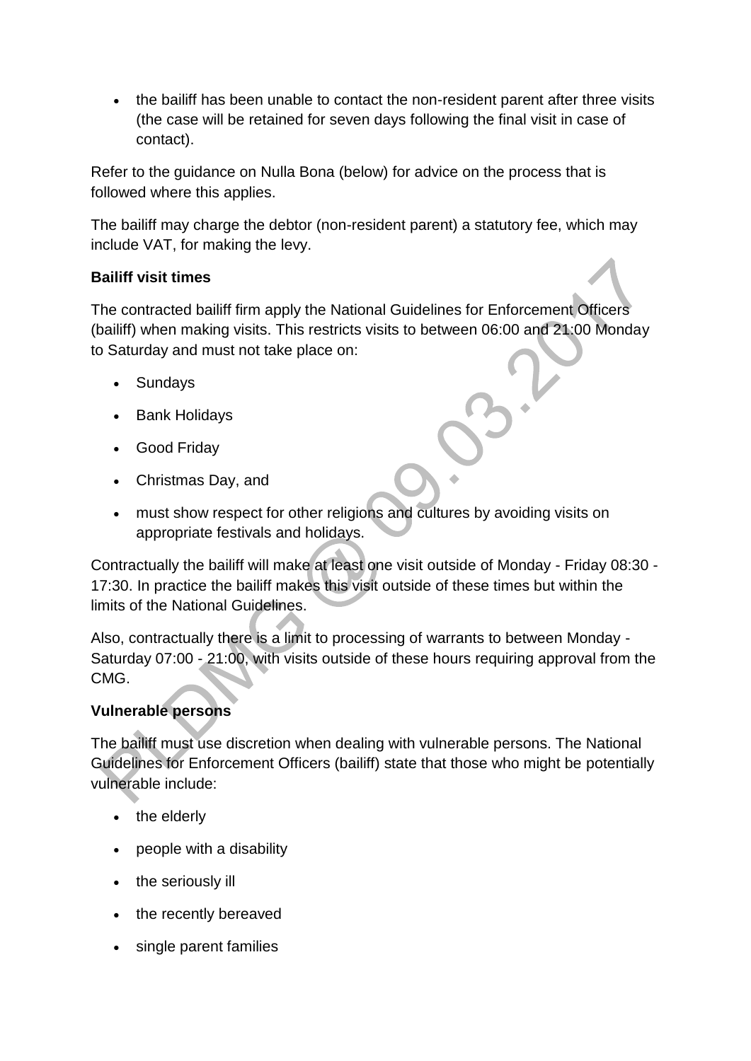- the bailiff has been unable to contact the non-resident parent after three visits (the case will be retained for seven days following the final visit in case of contact).

Refer to the guidance on Nulla Bona (below) for advice on the process that is followed where this applies.

The bailiff may charge the debtor (non-resident parent) a statutory fee, which may include VAT, for making the levy.

**Bailiff visit times**

The contracted bailiff firm apply the National Guidelines for Enforcement Officers (bailiff) when making visits. This restricts visits to between 06:00 and 21:00 Monday to Saturday and must not take place on:

- Sundays
- Bank Holidays
- Good Friday
- Christmas Day, and
- must show respect for other religions and cultures by avoiding visits on appropriate festivals and holidays.

Contractually the bailiff will make at least one visit outside of Monday - Friday 08:30 - 17:30. In practice the bailiff makes this visit outside of these times but within the limits of the National Guidelines.

Also, contractually there is a limit to processing of warrants to between Monday - Saturday 07:00 - 21:00, with visits outside of these hours requiring approval from the CMG.

**Vulnerable persons**

The bailiff must use discretion when dealing with vulnerable persons. The National Guidelines for Enforcement Officers (bailiff) state that those who might be potentially vulnerable include:

- the elderly
- people with a disability
- the seriously ill
- the recently bereaved
- single parent families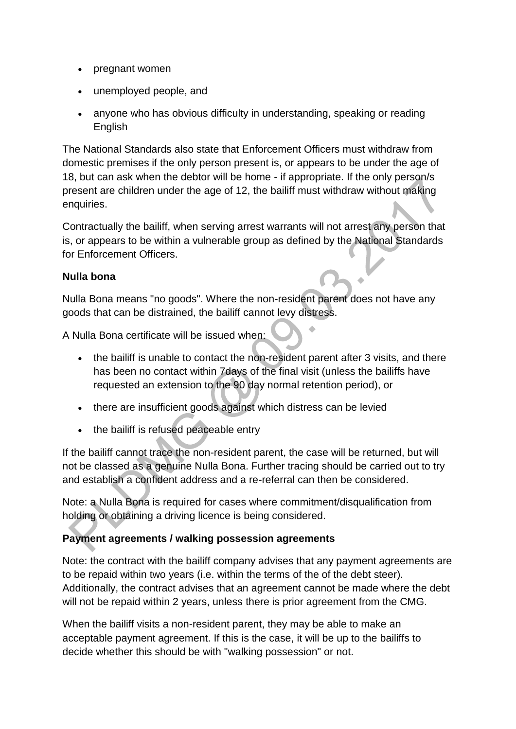- pregnant women
- unemployed people, and
- anyone who has obvious difficulty in understanding, speaking or reading English

The National Standards also state that Enforcement Officers must withdraw from domestic premises if the only person present is, or appears to be under the age of 18, but can ask when the debtor will be home - if appropriate. If the only person/s present are children under the age of 12, the bailiff must withdraw without making enquiries.

Contractually the bailiff, when serving arrest warrants will not arrest any person that is, or appears to be within a vulnerable group as defined by the National Standards for Enforcement Officers.

**Nulla bona**

Nulla Bona means "no goods". Where the non-resident parent does not have any goods that can be distrained, the bailiff cannot levy distress.

A Nulla Bona certificate will be issued when:

- the bailiff is unable to contact the non-resident parent after 3 visits, and there has been no contact within 7days of the final visit (unless the bailiffs have requested an extension to the 90 day normal retention period), or
- there are insufficient goods against which distress can be levied
- the bailiff is refused peaceable entry

If the bailiff cannot trace the non-resident parent, the case will be returned, but will not be classed as a genuine Nulla Bona. Further tracing should be carried out to try and establish a confident address and a re-referral can then be considered.

Note: a Nulla Bona is required for cases where commitment/disqualification from holding or obtaining a driving licence is being considered.

**Payment agreements / walking possession agreements**

Note: the contract with the bailiff company advises that any payment agreements are to be repaid within two years (i.e. within the terms of the of the debt steer). Additionally, the contract advises that an agreement cannot be made where the debt will not be repaid within 2 years, unless there is prior agreement from the CMG.

When the bailiff visits a non-resident parent, they may be able to make an acceptable payment agreement. If this is the case, it will be up to the bailiffs to decide whether this should be with "walking possession" or not.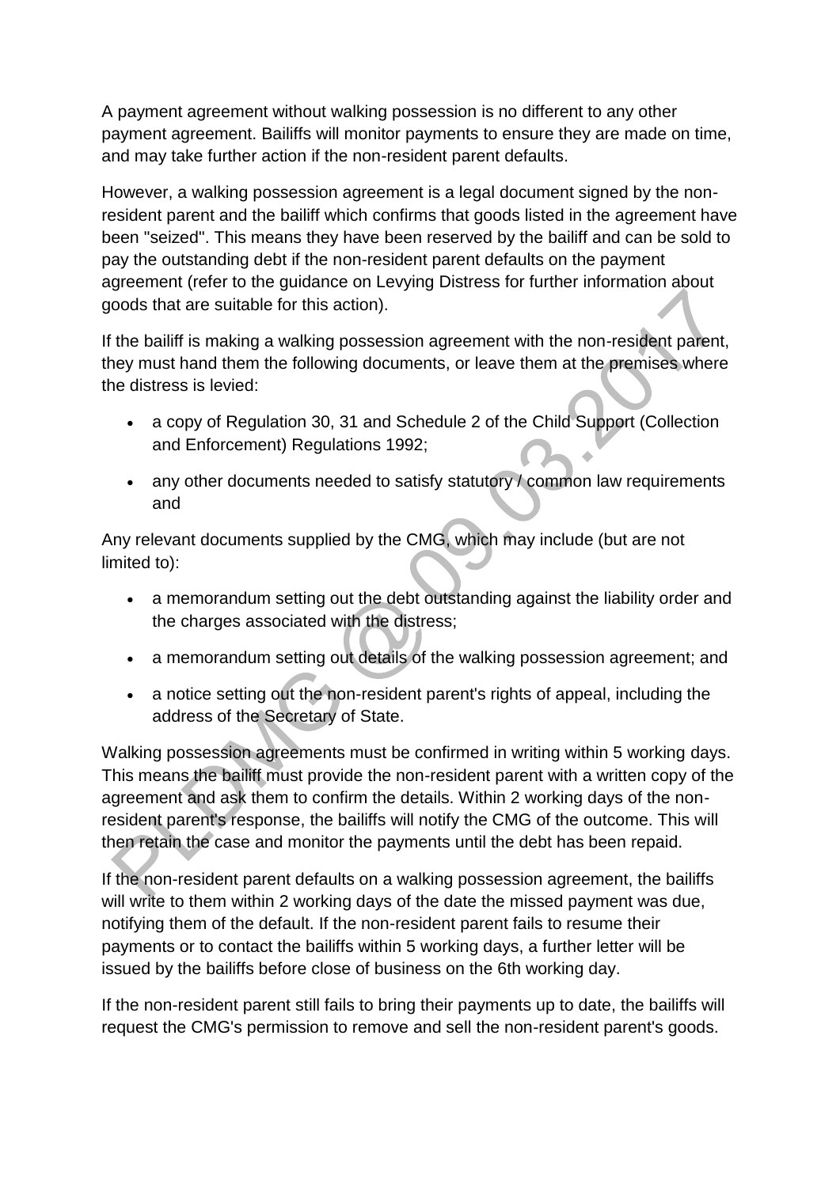A payment agreement without walking possession is no different to any other payment agreement. Bailiffs will monitor payments to ensure they are made on time, and may take further action if the non-resident parent defaults.

However, a walking possession agreement is a legal document signed by the non-resident parent and the bailiff which confirms that goods listed in the agreement have been "seized". This means they have been reserved by the bailiff and can be sold to pay the outstanding debt if the non-resident parent defaults on the payment agreement (refer to the guidance on Levying Distress for further information about goods that are suitable for this action).

If the bailiff is making a walking possession agreement with the non-resident parent, they must hand them the following documents, or leave them at the premises where the distress is levied:

- a copy of Regulation 30, 31 and Schedule 2 of the Child Support (Collection and Enforcement) Regulations 1992;
- any other documents needed to satisfy statutory / common law requirements and

Any relevant documents supplied by the CMG, which may include (but are not limited to):

- a memorandum setting out the debt outstanding against the liability order and the charges associated with the distress;
- a memorandum setting out details of the walking possession agreement; and
- a notice setting out the non-resident parent's rights of appeal, including the address of the Secretary of State.

Walking possession agreements must be confirmed in writing within 5 working days. This means the bailiff must provide the non-resident parent with a written copy of the agreement and ask them to confirm the details. Within 2 working days of the non-resident parent's response, the bailiffs will notify the CMG of the outcome. This will then retain the case and monitor the payments until the debt has been repaid.

If the non-resident parent defaults on a walking possession agreement, the bailiffs will write to them within 2 working days of the date the missed payment was due, notifying them of the default. If the non-resident parent fails to resume their payments or to contact the bailiffs within 5 working days, a further letter will be issued by the bailiffs before close of business on the 6th working day.

If the non-resident parent still fails to bring their payments up to date, the bailiffs will request the CMG's permission to remove and sell the non-resident parent's goods.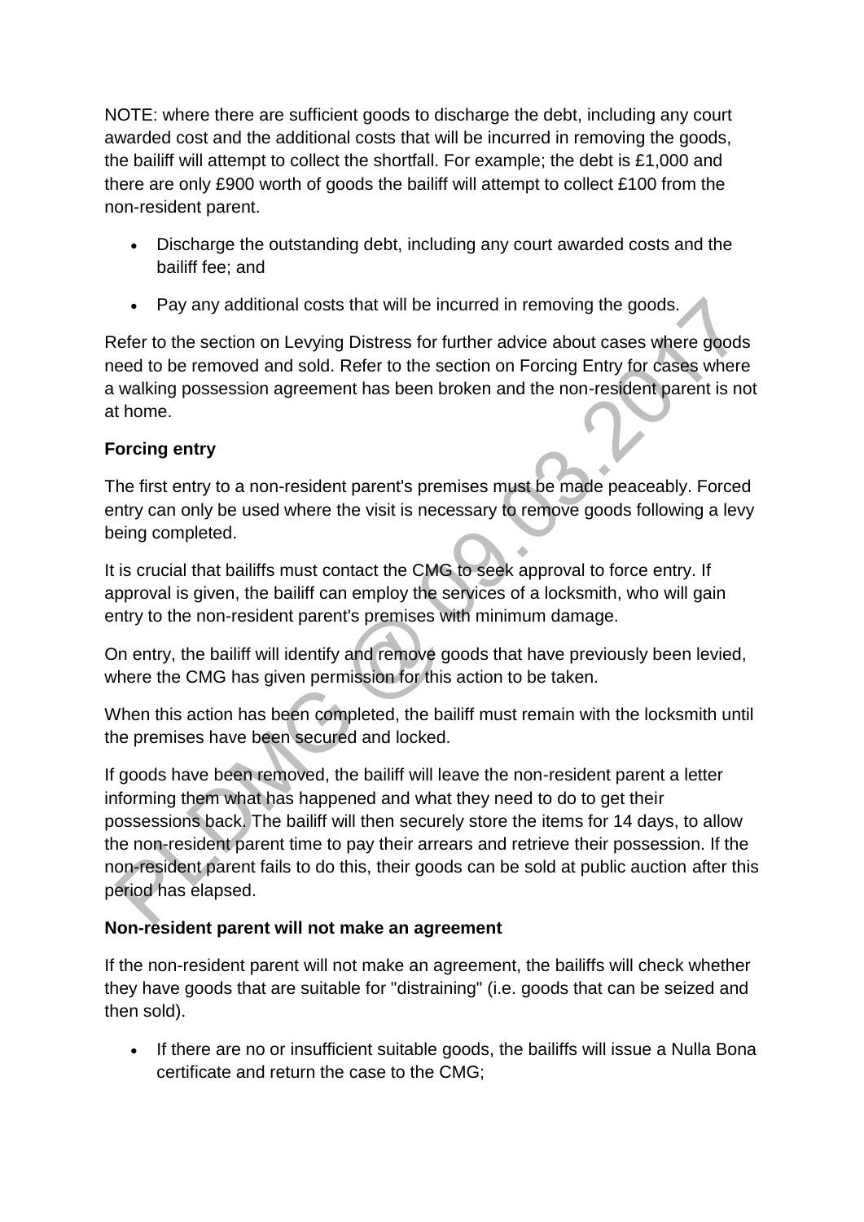NOTE: where there are sufficient goods to discharge the debt, including any court awarded cost and the additional costs that will be incurred in removing the goods, the bailiff will attempt to collect the shortfall. For example; the debt is £1,000 and there are only £900 worth of goods the bailiff will attempt to collect £100 from the non-resident parent.

- Discharge the outstanding debt, including any court awarded costs and the bailiff fee; and
- Pay any additional costs that will be incurred in removing the goods.

Refer to the section on Levying Distress for further advice about cases where goods need to be removed and sold. Refer to the section on Forcing Entry for cases where a walking possession agreement has been broken and the non-resident parent is not at home.

**Forcing entry**

The first entry to a non-resident parent's premises must be made peaceably. Forced entry can only be used where the visit is necessary to remove goods following a levy being completed.

It is crucial that bailiffs must contact the CMG to seek approval to force entry. If approval is given, the bailiff can employ the services of a locksmith, who will gain entry to the non-resident parent's premises with minimum damage.

On entry, the bailiff will identify and remove goods that have previously been levied, where the CMG has given permission for this action to be taken.

When this action has been completed, the bailiff must remain with the locksmith until the premises have been secured and locked.

If goods have been removed, the bailiff will leave the non-resident parent a letter informing them what has happened and what they need to do to get their possessions back. The bailiff will then securely store the items for 14 days, to allow the non-resident parent time to pay their arrears and retrieve their possession. If the non-resident parent fails to do this, their goods can be sold at public auction after this period has elapsed.

**Non-resident parent will not make an agreement**

If the non-resident parent will not make an agreement, the bailiffs will check whether they have goods that are suitable for "distraining" (i.e. goods that can be seized and then sold).

- If there are no or insufficient suitable goods, the bailiffs will issue a Nulla Bona certificate and return the case to the CMG;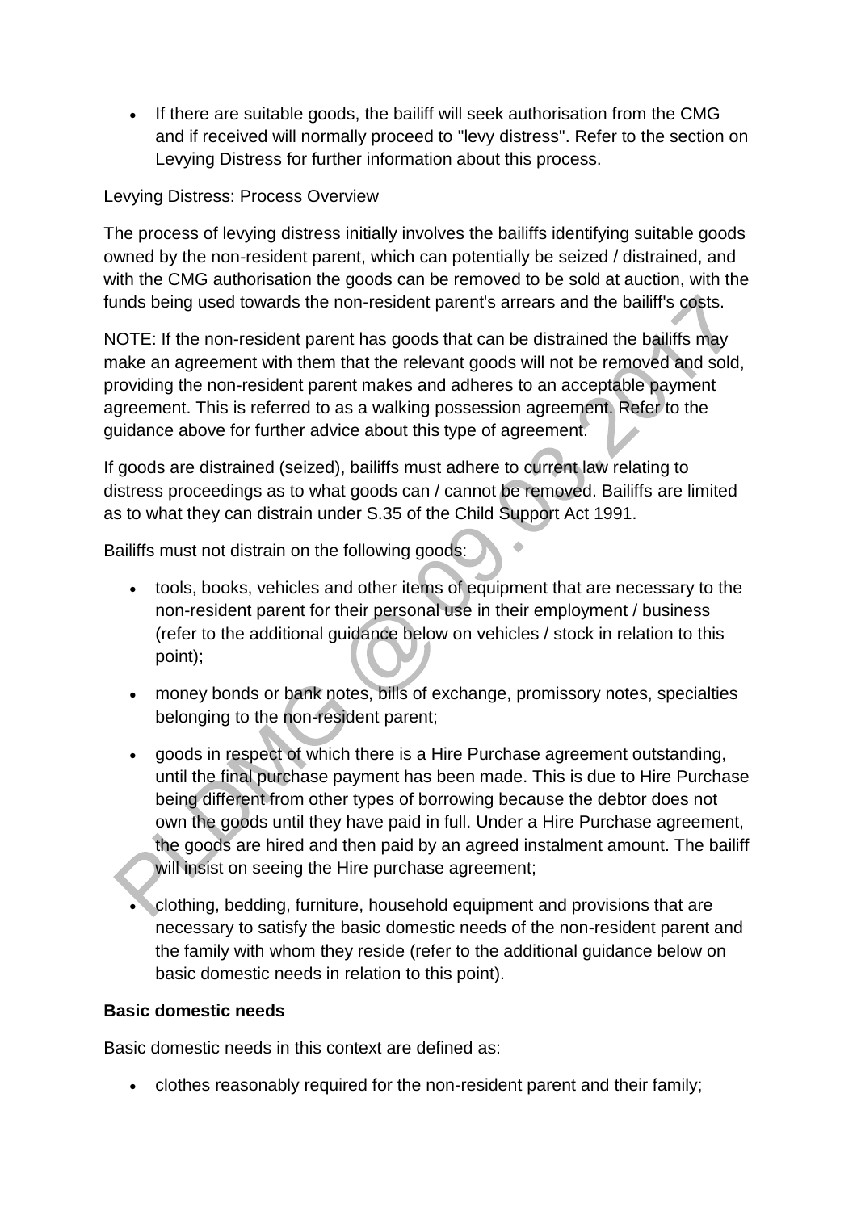- If there are suitable goods, the bailiff will seek authorisation from the CMG and if received will normally proceed to "levy distress". Refer to the section on Levying Distress for further information about this process.

Levying Distress: Process Overview

The process of levying distress initially involves the bailiffs identifying suitable goods owned by the non-resident parent, which can potentially be seized / distrained, and with the CMG authorisation the goods can be removed to be sold at auction, with the funds being used towards the non-resident parent's arrears and the bailiff's costs.

NOTE: If the non-resident parent has goods that can be distrained the bailiffs may make an agreement with them that the relevant goods will not be removed and sold, providing the non-resident parent makes and adheres to an acceptable payment agreement. This is referred to as a walking possession agreement. Refer to the guidance above for further advice about this type of agreement.

If goods are distrained (seized), bailiffs must adhere to current law relating to distress proceedings as to what goods can / cannot be removed. Bailiffs are limited as to what they can distrain under S.35 of the Child Support Act 1991.

Bailiffs must not distrain on the following goods:

- tools, books, vehicles and other items of equipment that are necessary to the non-resident parent for their personal use in their employment / business (refer to the additional guidance below on vehicles / stock in relation to this point);
- money bonds or bank notes, bills of exchange, promissory notes, specialties belonging to the non-resident parent;
- goods in respect of which there is a Hire Purchase agreement outstanding, until the final purchase payment has been made. This is due to Hire Purchase being different from other types of borrowing because the debtor does not own the goods until they have paid in full. Under a Hire Purchase agreement, the goods are hired and then paid by an agreed instalment amount. The bailiff will insist on seeing the Hire purchase agreement;
- clothing, bedding, furniture, household equipment and provisions that are necessary to satisfy the basic domestic needs of the non-resident parent and the family with whom they reside (refer to the additional guidance below on basic domestic needs in relation to this point).

**Basic domestic needs**

Basic domestic needs in this context are defined as:

- clothes reasonably required for the non-resident parent and their family;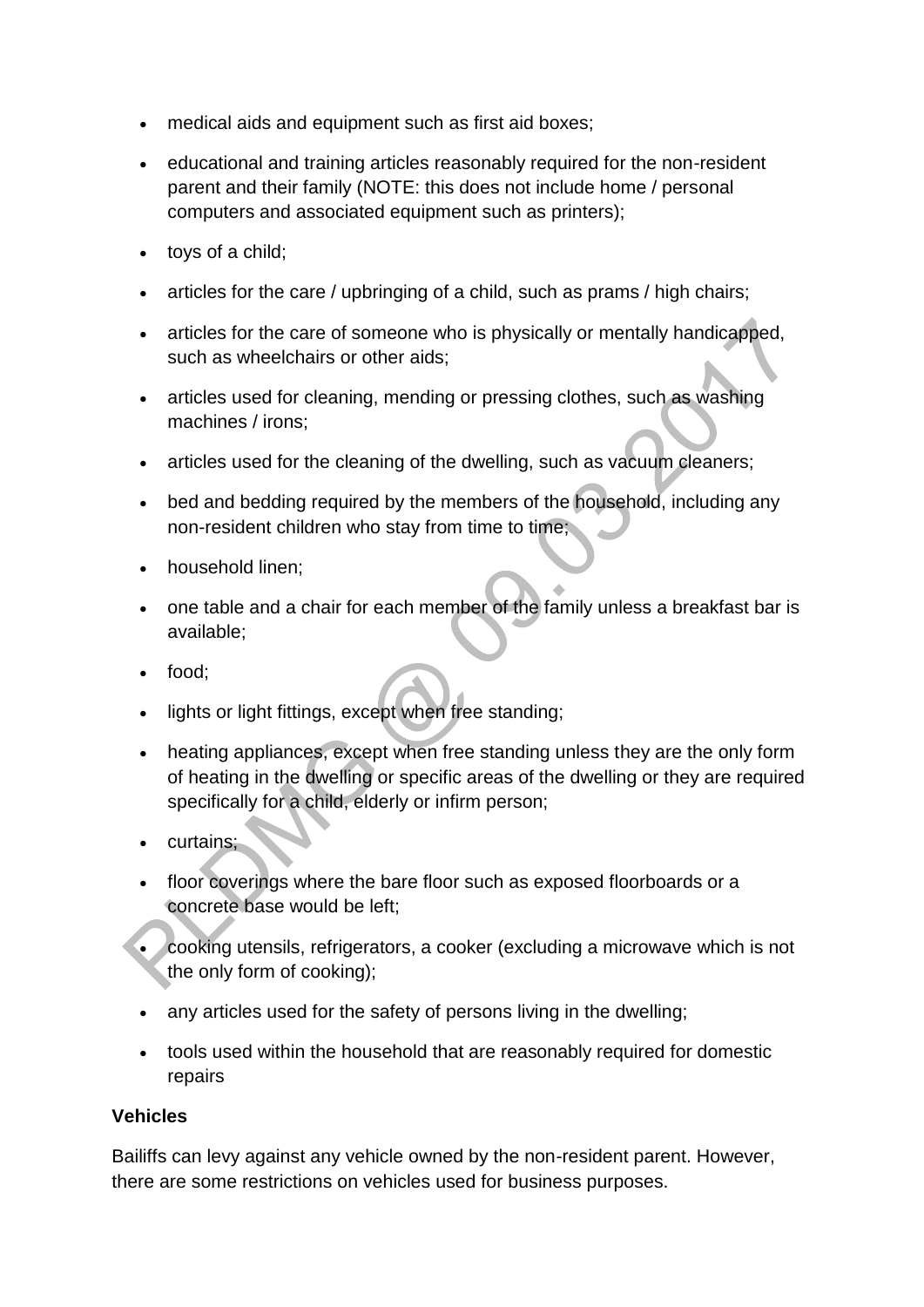- medical aids and equipment such as first aid boxes;
- educational and training articles reasonably required for the non-resident parent and their family (NOTE: this does not include home / personal computers and associated equipment such as printers);
- toys of a child;
- articles for the care / upbringing of a child, such as prams / high chairs;
- articles for the care of someone who is physically or mentally handicapped, such as wheelchairs or other aids;
- articles used for cleaning, mending or pressing clothes, such as washing machines / irons;
- articles used for the cleaning of the dwelling, such as vacuum cleaners;
- bed and bedding required by the members of the household, including any non-resident children who stay from time to time;
- household linen;
- one table and a chair for each member of the family unless a breakfast bar is available;
- food;
- lights or light fittings, except when free standing;
- heating appliances, except when free standing unless they are the only form of heating in the dwelling or specific areas of the dwelling or they are required specifically for a child, elderly or infirm person;
- curtains;
- floor coverings where the bare floor such as exposed floorboards or a concrete base would be left;
- cooking utensils, refrigerators, a cooker (excluding a microwave which is not the only form of cooking);
- any articles used for the safety of persons living in the dwelling;
- tools used within the household that are reasonably required for domestic repairs

**Vehicles**

Bailiffs can levy against any vehicle owned by the non-resident parent. However, there are some restrictions on vehicles used for business purposes.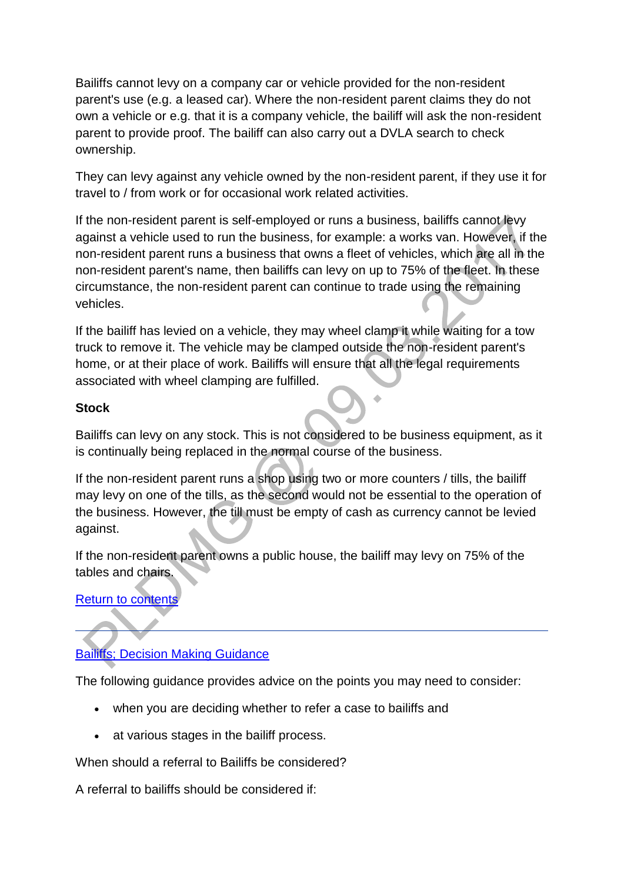Bailiffs cannot levy on a company car or vehicle provided for the non-resident parent's use (e.g. a leased car). Where the non-resident parent claims they do not own a vehicle or e.g. that it is a company vehicle, the bailiff will ask the non-resident parent to provide proof. The bailiff can also carry out a DVLA search to check ownership.

They can levy against any vehicle owned by the non-resident parent, if they use it for travel to / from work or for occasional work related activities.

If the non-resident parent is self-employed or runs a business, bailiffs cannot levy against a vehicle used to run the business, for example: a works van. However, if the non-resident parent runs a business that owns a fleet of vehicles, which are all in the non-resident parent's name, then bailiffs can levy on up to 75% of the fleet. In these circumstance, the non-resident parent can continue to trade using the remaining vehicles.

If the bailiff has levied on a vehicle, they may wheel clamp it while waiting for a tow truck to remove it. The vehicle may be clamped outside the non-resident parent's home, or at their place of work. Bailiffs will ensure that all the legal requirements associated with wheel clamping are fulfilled.

**Stock**

Bailiffs can levy on any stock. This is not considered to be business equipment, as it is continually being replaced in the normal course of the business.

If the non-resident parent runs a shop using two or more counters / tills, the bailiff may levy on one of the tills, as the second would not be essential to the operation of the business. However, the till must be empty of cash as currency cannot be levied against.

If the non-resident parent owns a public house, the bailiff may levy on 75% of the tables and chairs.

Return to contents

---

Bailiffs; Decision Making Guidance

The following guidance provides advice on the points you may need to consider:

- when you are deciding whether to refer a case to bailiffs and
- at various stages in the bailiff process.

When should a referral to Bailiffs be considered?

A referral to bailiffs should be considered if: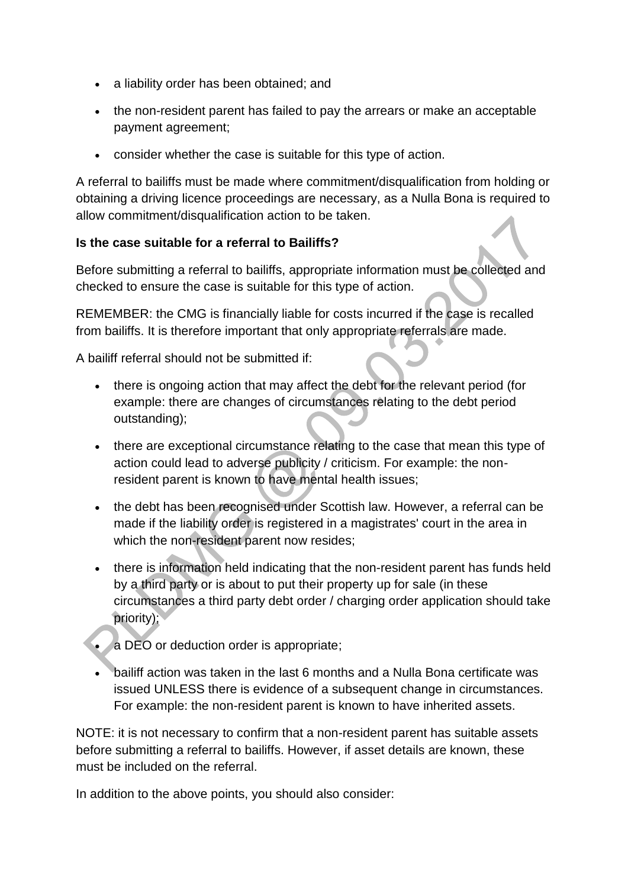- a liability order has been obtained; and
- the non-resident parent has failed to pay the arrears or make an acceptable payment agreement;
- consider whether the case is suitable for this type of action.

A referral to bailiffs must be made where commitment/disqualification from holding or obtaining a driving licence proceedings are necessary, as a Nulla Bona is required to allow commitment/disqualification action to be taken.

**Is the case suitable for a referral to Bailiffs?**

Before submitting a referral to bailiffs, appropriate information must be collected and checked to ensure the case is suitable for this type of action.

REMEMBER: the CMG is financially liable for costs incurred if the case is recalled from bailiffs. It is therefore important that only appropriate referrals are made.

A bailiff referral should not be submitted if:

- there is ongoing action that may affect the debt for the relevant period (for example: there are changes of circumstances relating to the debt period outstanding);
- there are exceptional circumstance relating to the case that mean this type of action could lead to adverse publicity / criticism. For example: the non-resident parent is known to have mental health issues;
- the debt has been recognised under Scottish law. However, a referral can be made if the liability order is registered in a magistrates' court in the area in which the non-resident parent now resides;
- there is information held indicating that the non-resident parent has funds held by a third party or is about to put their property up for sale (in these circumstances a third party debt order / charging order application should take priority);
- a DEO or deduction order is appropriate;
- bailiff action was taken in the last 6 months and a Nulla Bona certificate was issued UNLESS there is evidence of a subsequent change in circumstances. For example: the non-resident parent is known to have inherited assets.

NOTE: it is not necessary to confirm that a non-resident parent has suitable assets before submitting a referral to bailiffs. However, if asset details are known, these must be included on the referral.

In addition to the above points, you should also consider: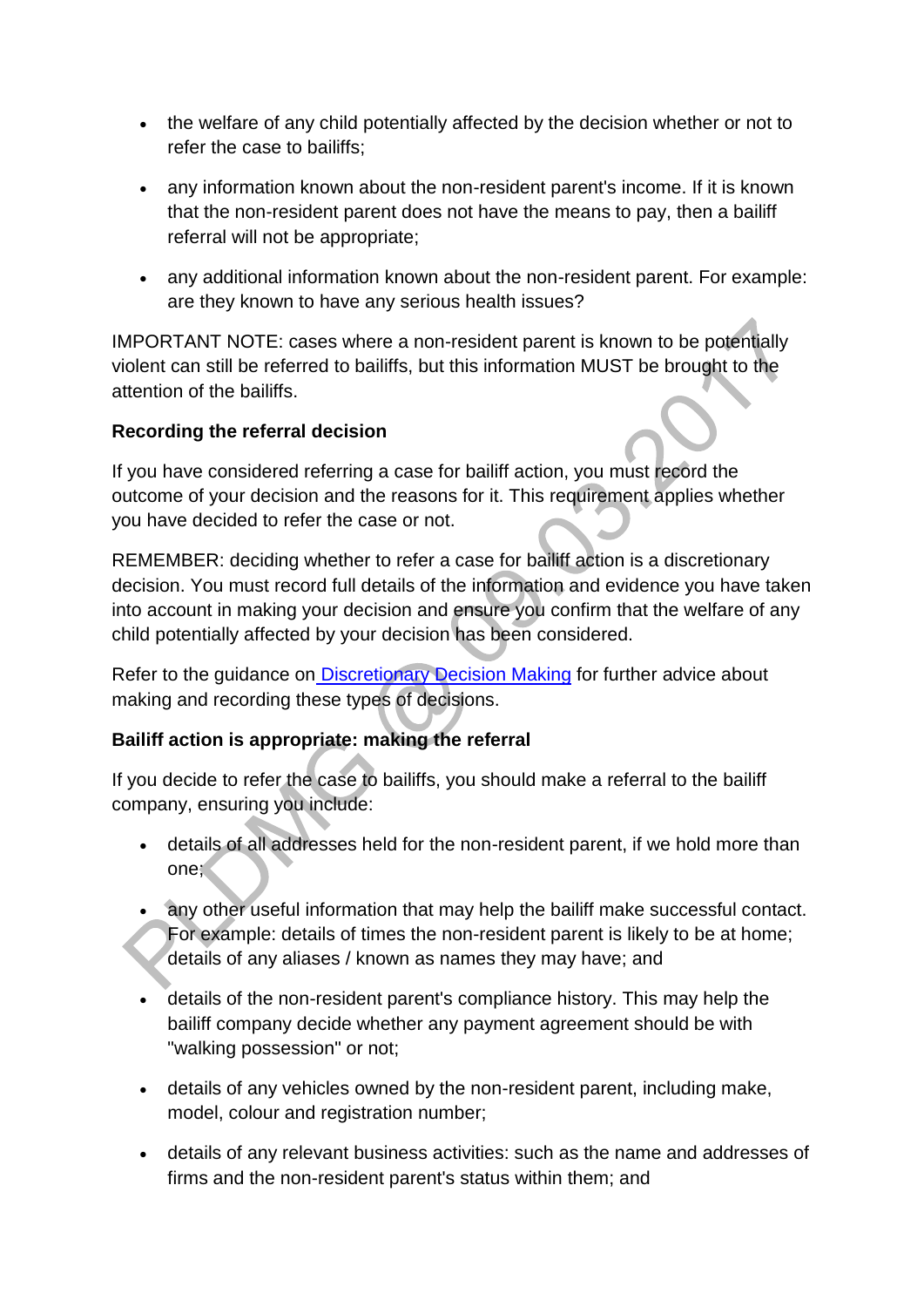- the welfare of any child potentially affected by the decision whether or not to refer the case to bailiffs;
- any information known about the non-resident parent's income. If it is known that the non-resident parent does not have the means to pay, then a bailiff referral will not be appropriate;
- any additional information known about the non-resident parent. For example: are they known to have any serious health issues?

IMPORTANT NOTE: cases where a non-resident parent is known to be potentially violent can still be referred to bailiffs, but this information MUST be brought to the attention of the bailiffs.

**Recording the referral decision**

If you have considered referring a case for bailiff action, you must record the outcome of your decision and the reasons for it. This requirement applies whether you have decided to refer the case or not.

REMEMBER: deciding whether to refer a case for bailiff action is a discretionary decision. You must record full details of the information and evidence you have taken into account in making your decision and ensure you confirm that the welfare of any child potentially affected by your decision has been considered.

Refer to the guidance on Discretionary Decision Making for further advice about making and recording these types of decisions.

**Bailiff action is appropriate: making the referral**

If you decide to refer the case to bailiffs, you should make a referral to the bailiff company, ensuring you include:

- details of all addresses held for the non-resident parent, if we hold more than one;
- any other useful information that may help the bailiff make successful contact. For example: details of times the non-resident parent is likely to be at home; details of any aliases / known as names they may have; and
- details of the non-resident parent's compliance history. This may help the bailiff company decide whether any payment agreement should be with "walking possession" or not;
- details of any vehicles owned by the non-resident parent, including make, model, colour and registration number;
- details of any relevant business activities: such as the name and addresses of firms and the non-resident parent's status within them; and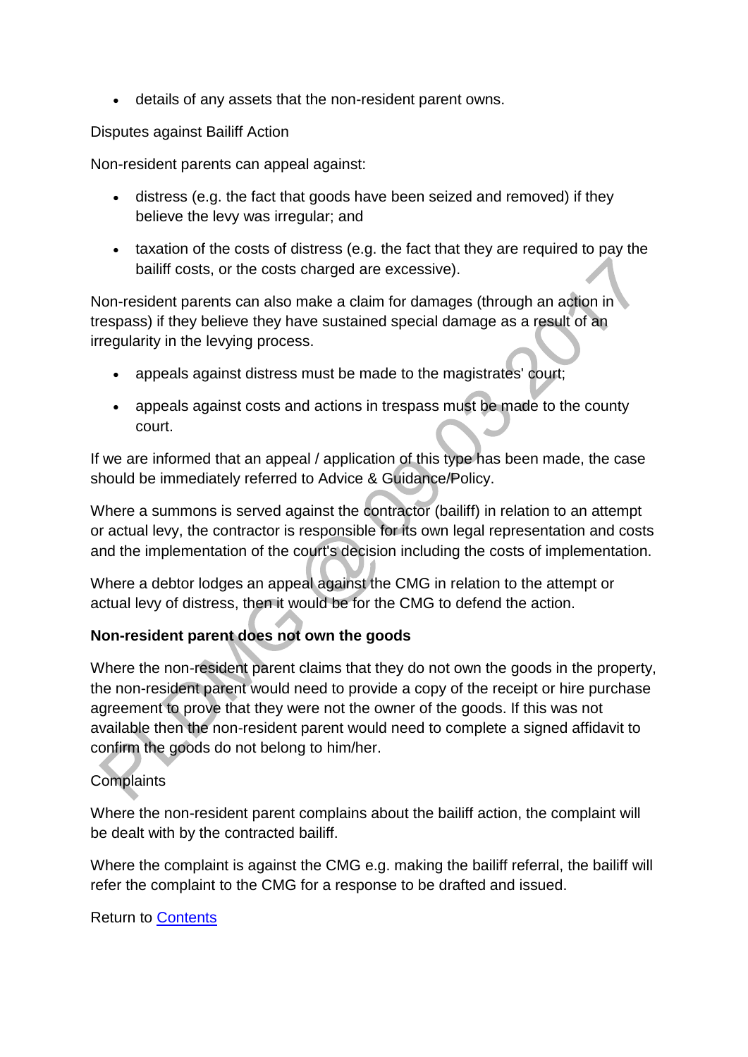- details of any assets that the non-resident parent owns.

Disputes against Bailiff Action

Non-resident parents can appeal against:

- distress (e.g. the fact that goods have been seized and removed) if they believe the levy was irregular; and
- taxation of the costs of distress (e.g. the fact that they are required to pay the bailiff costs, or the costs charged are excessive).

Non-resident parents can also make a claim for damages (through an action in trespass) if they believe they have sustained special damage as a result of an irregularity in the levying process.

- appeals against distress must be made to the magistrates' court;
- appeals against costs and actions in trespass must be made to the county court.

If we are informed that an appeal / application of this type has been made, the case should be immediately referred to Advice & Guidance/Policy.

Where a summons is served against the contractor (bailiff) in relation to an attempt or actual levy, the contractor is responsible for its own legal representation and costs and the implementation of the court's decision including the costs of implementation.

Where a debtor lodges an appeal against the CMG in relation to the attempt or actual levy of distress, then it would be for the CMG to defend the action.

**Non-resident parent does not own the goods**

Where the non-resident parent claims that they do not own the goods in the property, the non-resident parent would need to provide a copy of the receipt or hire purchase agreement to prove that they were not the owner of the goods. If this was not available then the non-resident parent would need to complete a signed affidavit to confirm the goods do not belong to him/her.

Complaints

Where the non-resident parent complains about the bailiff action, the complaint will be dealt with by the contracted bailiff.

Where the complaint is against the CMG e.g. making the bailiff referral, the bailiff will refer the complaint to the CMG for a response to be drafted and issued.

Return to Contents